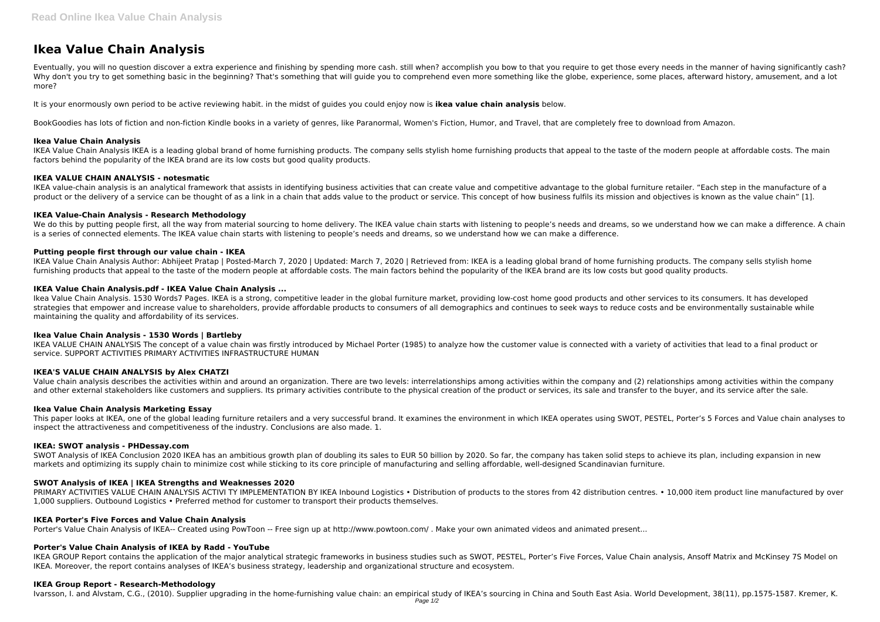# Ikea Value Chain Analysis

Eventually, you will no question discover a extra experience and finishing by spending more cash. still when? accomplish you bow to that you require to get those every needs in the manner of having significantly cash? Why don't you try to get something basic in the beginning? That's something that will guide you to comprehend even more something like the globe, experience, some places, afterward history, amusement, and a lot more?

It is your enormously own period to be active reviewing habit. in the midst of guides you could enjoy now is **ikea value chain analysis** below.

BookGoodies has lots of fiction and non-fiction Kindle books in a variety of genres, like Paranormal, Women's Fiction, Humor, and Travel, that are completely free to download from Amazon.

### Ikea Value Chain Analysis

IKEA Value Chain Analysis IKEA is a leading global brand of home furnishing products. The company sells stylish home furnishing products that appeal to the taste of the modern people at affordable costs. The main factors behind the popularity of the IKEA brand are its low costs but good quality products.

### IKEA VALUE CHAIN ANALYSIS - notesmatic

IKEA value-chain analysis is an analytical framework that assists in identifying business activities that can create value and competitive advantage to the global furniture retailer. "Each step in the manufacture of a product or the delivery of a service can be thought of as a link in a chain that adds value to the product or service. This concept of how business fulfils its mission and objectives is known as the value chain" [1].

### IKEA Value-Chain Analysis - Research Methodology

We do this by putting people first, all the way from material sourcing to home delivery. The IKEA value chain starts with listening to people's needs and dreams, so we understand how we can make a difference. A chain is a series of connected elements. The IKEA value chain starts with listening to people's needs and dreams, so we understand how we can make a difference.

### Putting people first through our value chain - IKEA

IKEA Value Chain Analysis Author: Abhijeet Pratap | Posted-March 7, 2020 | Updated: March 7, 2020 | Retrieved from: IKEA is a leading global brand of home furnishing products. The company sells stylish home furnishing products that appeal to the taste of the modern people at affordable costs. The main factors behind the popularity of the IKEA brand are its low costs but good quality products.

### IKEA Value Chain Analysis.pdf - IKEA Value Chain Analysis ...

Ikea Value Chain Analysis. 1530 Words7 Pages. IKEA is a strong, competitive leader in the global furniture market, providing low-cost home good products and other services to its consumers. It has developed strategies that empower and increase value to shareholders, provide affordable products to consumers of all demographics and continues to seek ways to reduce costs and be environmentally sustainable while maintaining the quality and affordability of its services.

### Ikea Value Chain Analysis - 1530 Words | Bartleby

IKEA VALUE CHAIN ANALYSIS The concept of a value chain was firstly introduced by Michael Porter (1985) to analyze how the customer value is connected with a variety of activities that lead to a final product or service. SUPPORT ACTIVITIES PRIMARY ACTIVITIES INFRASTRUCTURE HUMAN

### IKEA'S VALUE CHAIN ANALYSIS by Alex CHATZI

Value chain analysis describes the activities within and around an organization. There are two levels: interrelationships among activities within the company and (2) relationships among activities within the company and other external stakeholders like customers and suppliers. Its primary activities contribute to the physical creation of the product or services, its sale and transfer to the buyer, and its service after the sale.

### Ikea Value Chain Analysis Marketing Essay

This paper looks at IKEA, one of the global leading furniture retailers and a very successful brand. It examines the environment in which IKEA operates using SWOT, PESTEL, Porter's 5 Forces and Value chain analyses to inspect the attractiveness and competitiveness of the industry. Conclusions are also made. 1.

### IKEA: SWOT analysis - PHDessay.com

SWOT Analysis of IKEA Conclusion 2020 IKEA has an ambitious growth plan of doubling its sales to EUR 50 billion by 2020. So far, the company has taken solid steps to achieve its plan, including expansion in new markets and optimizing its supply chain to minimize cost while sticking to its core principle of manufacturing and selling affordable, well-designed Scandinavian furniture.

### SWOT Analysis of IKEA | IKEA Strengths and Weaknesses 2020

PRIMARY ACTIVITIES VALUE CHAIN ANALYSIS ACTIVI TY IMPLEMENTATION BY IKEA Inbound Logistics • Distribution of products to the stores from 42 distribution centres. • 10,000 item product line manufactured by over 1,000 suppliers. Outbound Logistics • Preferred method for customer to transport their products themselves.

### IKEA Porter's Five Forces and Value Chain Analysis

Porter's Value Chain Analysis of IKEA-- Created using PowToon -- Free sign up at http://www.powtoon.com/ . Make your own animated videos and animated present...

### Porter's Value Chain Analysis of IKEA by Radd - YouTube

IKEA GROUP Report contains the application of the major analytical strategic frameworks in business studies such as SWOT, PESTEL, Porter's Five Forces, Value Chain analysis, Ansoff Matrix and McKinsey 7S Model on IKEA. Moreover, the report contains analyses of IKEA's business strategy, leadership and organizational structure and ecosystem.

### IKEA Group Report - Research-Methodology

Ivarsson, I. and Alvstam, C.G., (2010). Supplier upgrading in the home-furnishing value chain: an empirical study of IKEA's sourcing in China and South East Asia. World Development, 38(11), pp.1575-1587. Kremer, K.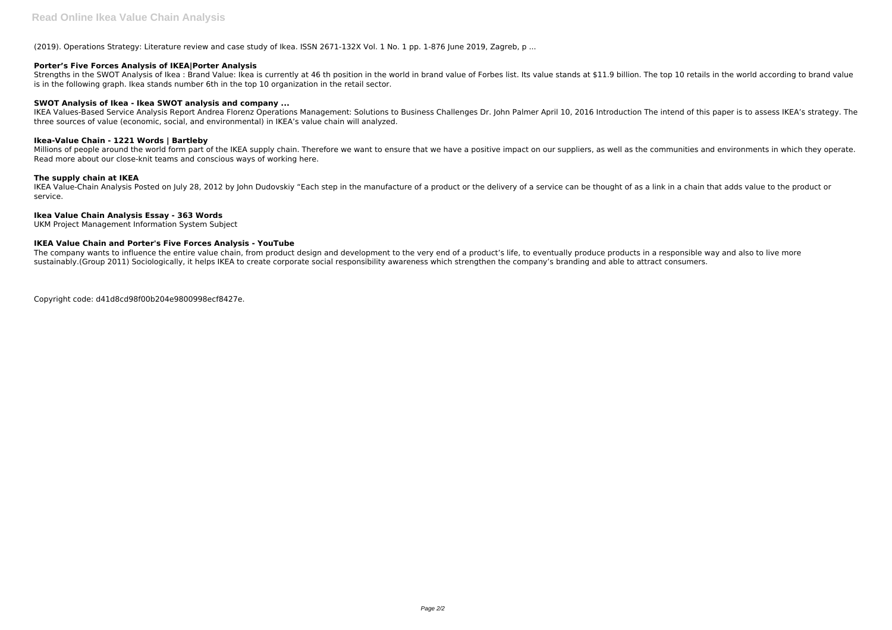(2019). Operations Strategy: Literature review and case study of Ikea. ISSN 2671-132X Vol. 1 No. 1 pp. 1-876 June 2019, Zagreb, p ...

### Porter's Five Forces Analysis of IKEA|Porter Analysis

Strengths in the SWOT Analysis of Ikea : Brand Value: Ikea is currently at 46 th position in the world in brand value of Forbes list. Its value stands at $11.9 billion. The top 10 retails in the world according to brand value is in the following graph. Ikea stands number 6th in the top 10 organization in the retail sector.

### SWOT Analysis of Ikea - Ikea SWOT analysis and company ...

IKEA Values-Based Service Analysis Report Andrea Florenz Operations Management: Solutions to Business Challenges Dr. John Palmer April 10, 2016 Introduction The intend of this paper is to assess IKEA's strategy. The three sources of value (economic, social, and environmental) in IKEA's value chain will analyzed.

### Ikea-Value Chain - 1221 Words | Bartleby

Millions of people around the world form part of the IKEA supply chain. Therefore we want to ensure that we have a positive impact on our suppliers, as well as the communities and environments in which they operate. Read more about our close-knit teams and conscious ways of working here.

### The supply chain at IKEA

IKEA Value-Chain Analysis Posted on July 28, 2012 by John Dudovskiy "Each step in the manufacture of a product or the delivery of a service can be thought of as a link in a chain that adds value to the product or service.

### Ikea Value Chain Analysis Essay - 363 Words

UKM Project Management Information System Subject

### IKEA Value Chain and Porter's Five Forces Analysis - YouTube

The company wants to influence the entire value chain, from product design and development to the very end of a product's life, to eventually produce products in a responsible way and also to live more sustainably.(Group 2011) Sociologically, it helps IKEA to create corporate social responsibility awareness which strengthen the company's branding and able to attract consumers.

Copyright code: d41d8cd98f00b204e9800998ecf8427e.